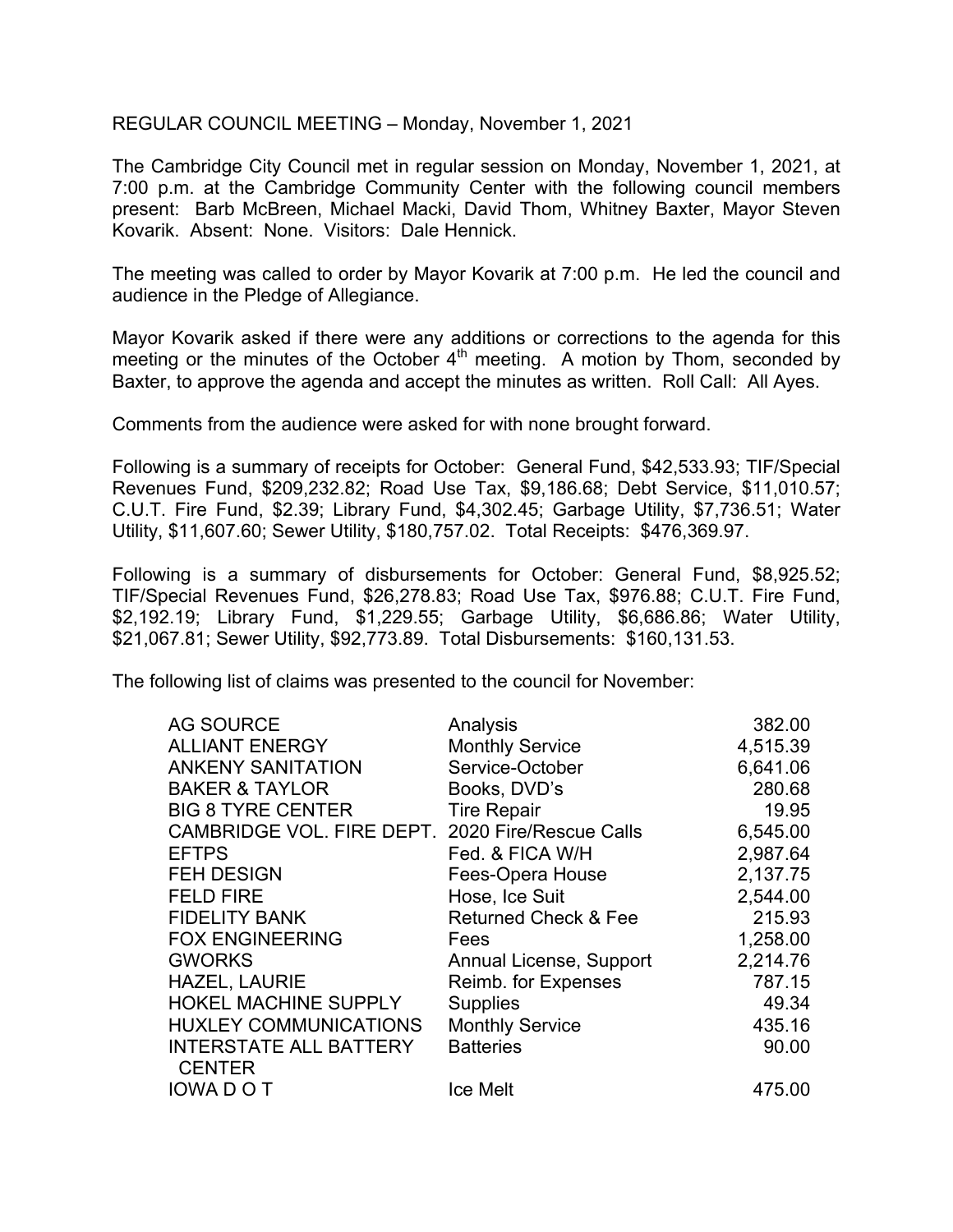REGULAR COUNCIL MEETING – Monday, November 1, 2021

The Cambridge City Council met in regular session on Monday, November 1, 2021, at 7:00 p.m. at the Cambridge Community Center with the following council members present: Barb McBreen, Michael Macki, David Thom, Whitney Baxter, Mayor Steven Kovarik. Absent: None. Visitors: Dale Hennick.

The meeting was called to order by Mayor Kovarik at 7:00 p.m. He led the council and audience in the Pledge of Allegiance.

Mayor Kovarik asked if there were any additions or corrections to the agenda for this meeting or the minutes of the October 4th meeting. A motion by Thom, seconded by Baxter, to approve the agenda and accept the minutes as written. Roll Call: All Ayes.

Comments from the audience were asked for with none brought forward.

Following is a summary of receipts for October: General Fund, $42,533.93; TIF/Special Revenues Fund, $209,232.82; Road Use Tax, $9,186.68; Debt Service, $11,010.57; C.U.T. Fire Fund, $2.39; Library Fund, $4,302.45; Garbage Utility, $7,736.51; Water Utility, $11,607.60; Sewer Utility, $180,757.02. Total Receipts: $476,369.97.

Following is a summary of disbursements for October: General Fund, $8,925.52; TIF/Special Revenues Fund, $26,278.83; Road Use Tax, $976.88; C.U.T. Fire Fund, $2,192.19; Library Fund, $1,229.55; Garbage Utility, $6,686.86; Water Utility, $21,067.81; Sewer Utility, $92,773.89. Total Disbursements: $160,131.53.

The following list of claims was presented to the council for November:

| | | |
|---|---|---|
| AG SOURCE | Analysis | 382.00 |
| ALLIANT ENERGY | Monthly Service | 4,515.39 |
| ANKENY SANITATION | Service-October | 6,641.06 |
| BAKER & TAYLOR | Books, DVD's | 280.68 |
| BIG 8 TYRE CENTER | Tire Repair | 19.95 |
| CAMBRIDGE VOL. FIRE DEPT. | 2020 Fire/Rescue Calls | 6,545.00 |
| EFTPS | Fed. & FICA W/H | 2,987.64 |
| FEH DESIGN | Fees-Opera House | 2,137.75 |
| FELD FIRE | Hose, Ice Suit | 2,544.00 |
| FIDELITY BANK | Returned Check & Fee | 215.93 |
| FOX ENGINEERING | Fees | 1,258.00 |
| GWORKS | Annual License, Support | 2,214.76 |
| HAZEL, LAURIE | Reimb. for Expenses | 787.15 |
| HOKEL MACHINE SUPPLY | Supplies | 49.34 |
| HUXLEY COMMUNICATIONS | Monthly Service | 435.16 |
| INTERSTATE ALL BATTERY CENTER | Batteries | 90.00 |
| IOWA D O T | Ice Melt | 475.00 |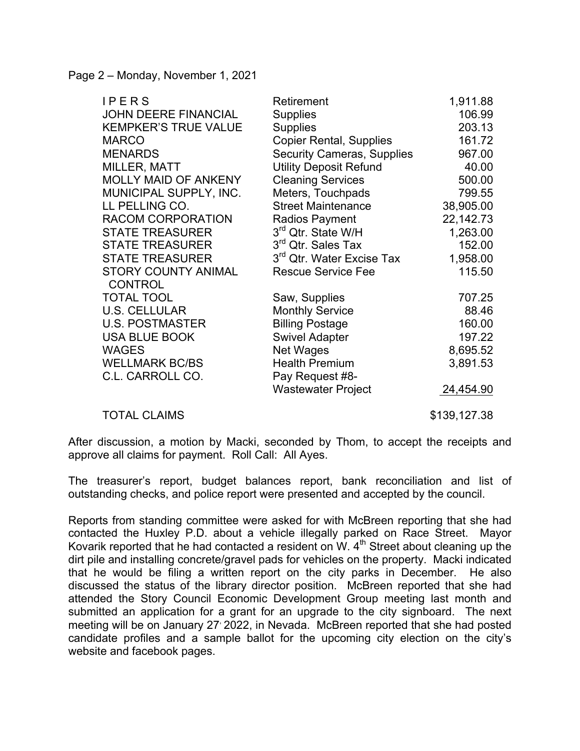Page 2 – Monday, November 1, 2021

| | | |
|---|---|---|
| I P E R S | Retirement | 1,911.88 |
| JOHN DEERE FINANCIAL | Supplies | 106.99 |
| KEMPKER'S TRUE VALUE | Supplies | 203.13 |
| MARCO | Copier Rental, Supplies | 161.72 |
| MENARDS | Security Cameras, Supplies | 967.00 |
| MILLER, MATT | Utility Deposit Refund | 40.00 |
| MOLLY MAID OF ANKENY | Cleaning Services | 500.00 |
| MUNICIPAL SUPPLY, INC. | Meters, Touchpads | 799.55 |
| LL PELLING CO. | Street Maintenance | 38,905.00 |
| RACOM CORPORATION | Radios Payment | 22,142.73 |
| STATE TREASURER | 3rd Qtr. State W/H | 1,263.00 |
| STATE TREASURER | 3rd Qtr. Sales Tax | 152.00 |
| STATE TREASURER | 3rd Qtr. Water Excise Tax | 1,958.00 |
| STORY COUNTY ANIMAL CONTROL | Rescue Service Fee | 115.50 |
| TOTAL TOOL | Saw, Supplies | 707.25 |
| U.S. CELLULAR | Monthly Service | 88.46 |
| U.S. POSTMASTER | Billing Postage | 160.00 |
| USA BLUE BOOK | Swivel Adapter | 197.22 |
| WAGES | Net Wages | 8,695.52 |
| WELLMARK BC/BS | Health Premium | 3,891.53 |
| C.L. CARROLL CO. | Pay Request #8- Wastewater Project | 24,454.90 |
| TOTAL CLAIMS | | $139,127.38 |

After discussion, a motion by Macki, seconded by Thom, to accept the receipts and approve all claims for payment. Roll Call: All Ayes.

The treasurer's report, budget balances report, bank reconciliation and list of outstanding checks, and police report were presented and accepted by the council.

Reports from standing committee were asked for with McBreen reporting that she had contacted the Huxley P.D. about a vehicle illegally parked on Race Street. Mayor Kovarik reported that he had contacted a resident on W. 4th Street about cleaning up the dirt pile and installing concrete/gravel pads for vehicles on the property. Macki indicated that he would be filing a written report on the city parks in December. He also discussed the status of the library director position. McBreen reported that she had attended the Story Council Economic Development Group meeting last month and submitted an application for a grant for an upgrade to the city signboard. The next meeting will be on January 27, 2022, in Nevada. McBreen reported that she had posted candidate profiles and a sample ballot for the upcoming city election on the city's website and facebook pages.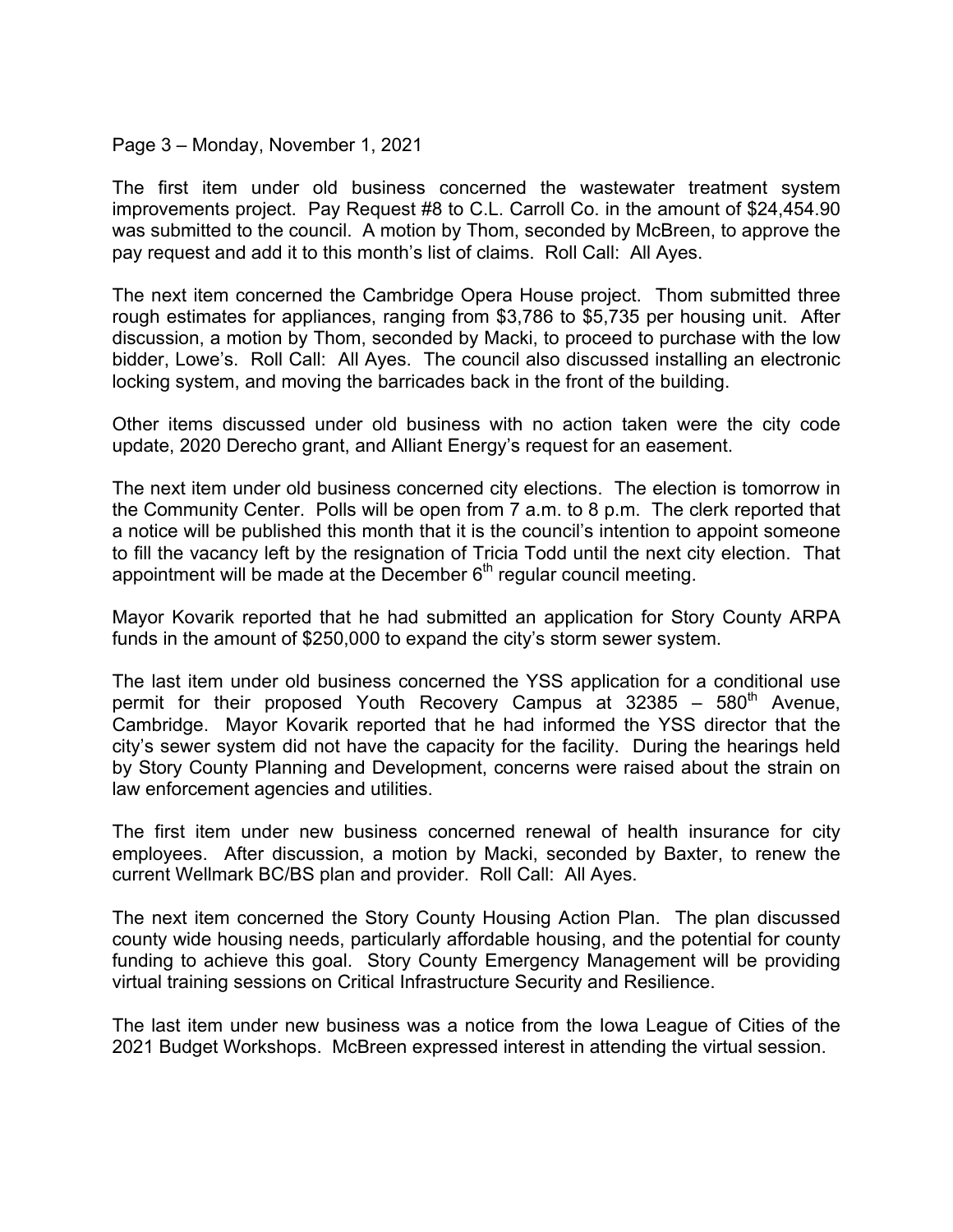Page 3 – Monday, November 1, 2021

The first item under old business concerned the wastewater treatment system improvements project. Pay Request #8 to C.L. Carroll Co. in the amount of $24,454.90 was submitted to the council. A motion by Thom, seconded by McBreen, to approve the pay request and add it to this month's list of claims. Roll Call: All Ayes.

The next item concerned the Cambridge Opera House project. Thom submitted three rough estimates for appliances, ranging from $3,786 to $5,735 per housing unit. After discussion, a motion by Thom, seconded by Macki, to proceed to purchase with the low bidder, Lowe's. Roll Call: All Ayes. The council also discussed installing an electronic locking system, and moving the barricades back in the front of the building.

Other items discussed under old business with no action taken were the city code update, 2020 Derecho grant, and Alliant Energy's request for an easement.

The next item under old business concerned city elections. The election is tomorrow in the Community Center. Polls will be open from 7 a.m. to 8 p.m. The clerk reported that a notice will be published this month that it is the council's intention to appoint someone to fill the vacancy left by the resignation of Tricia Todd until the next city election. That appointment will be made at the December 6th regular council meeting.

Mayor Kovarik reported that he had submitted an application for Story County ARPA funds in the amount of $250,000 to expand the city's storm sewer system.

The last item under old business concerned the YSS application for a conditional use permit for their proposed Youth Recovery Campus at 32385 – 580th Avenue, Cambridge. Mayor Kovarik reported that he had informed the YSS director that the city's sewer system did not have the capacity for the facility. During the hearings held by Story County Planning and Development, concerns were raised about the strain on law enforcement agencies and utilities.

The first item under new business concerned renewal of health insurance for city employees. After discussion, a motion by Macki, seconded by Baxter, to renew the current Wellmark BC/BS plan and provider. Roll Call: All Ayes.

The next item concerned the Story County Housing Action Plan. The plan discussed county wide housing needs, particularly affordable housing, and the potential for county funding to achieve this goal. Story County Emergency Management will be providing virtual training sessions on Critical Infrastructure Security and Resilience.

The last item under new business was a notice from the Iowa League of Cities of the 2021 Budget Workshops. McBreen expressed interest in attending the virtual session.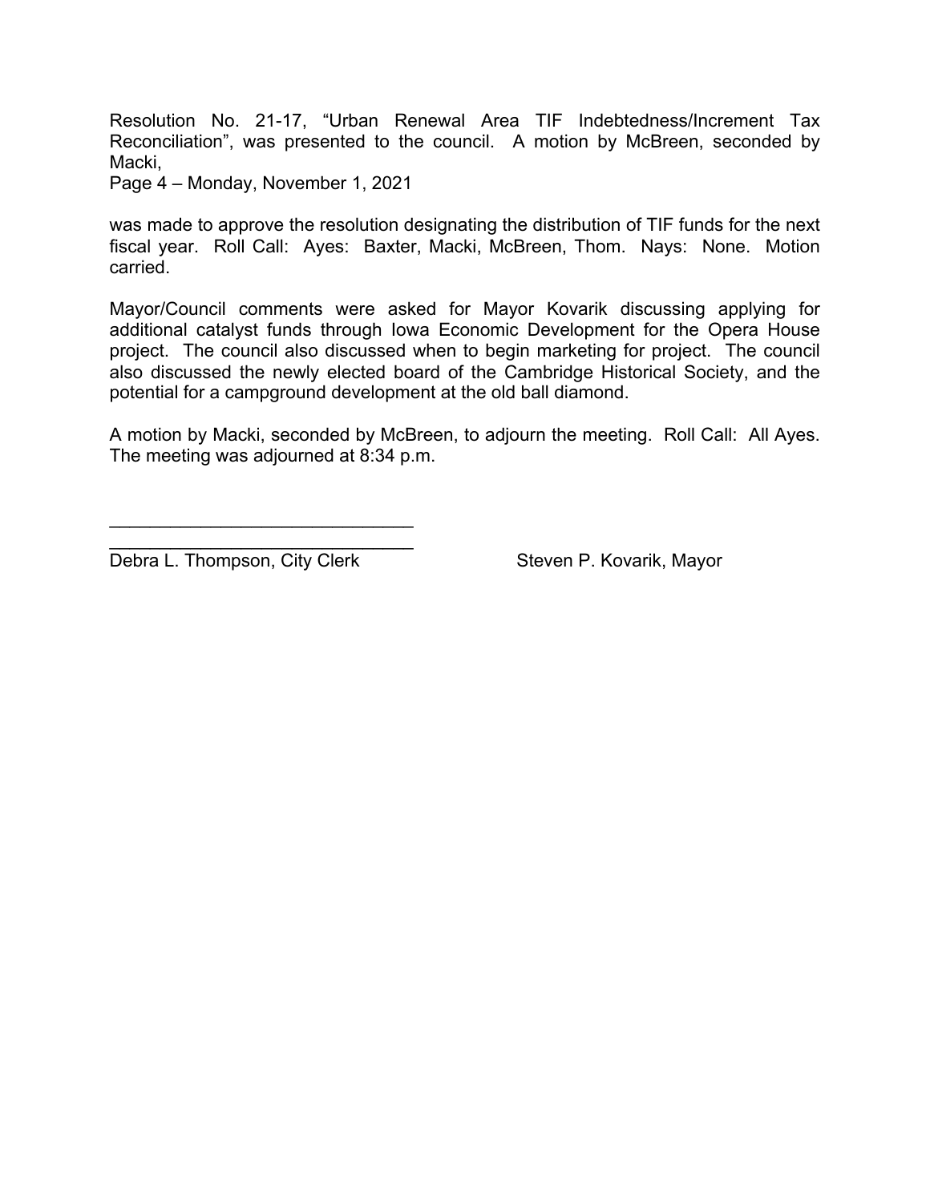Resolution No. 21-17, "Urban Renewal Area TIF Indebtedness/Increment Tax Reconciliation", was presented to the council. A motion by McBreen, seconded by Macki, was made to approve the resolution designating the distribution of TIF funds for the next fiscal year. Roll Call: Ayes: Baxter, Macki, McBreen, Thom. Nays: None. Motion carried.

Mayor/Council comments were asked for Mayor Kovarik discussing applying for additional catalyst funds through Iowa Economic Development for the Opera House project. The council also discussed when to begin marketing for project. The council also discussed the newly elected board of the Cambridge Historical Society, and the potential for a campground development at the old ball diamond.

A motion by Macki, seconded by McBreen, to adjourn the meeting. Roll Call: All Ayes. The meeting was adjourned at 8:34 p.m.

______________________________

______________________________

Debra L. Thompson, City Clerk

Steven P. Kovarik, Mayor